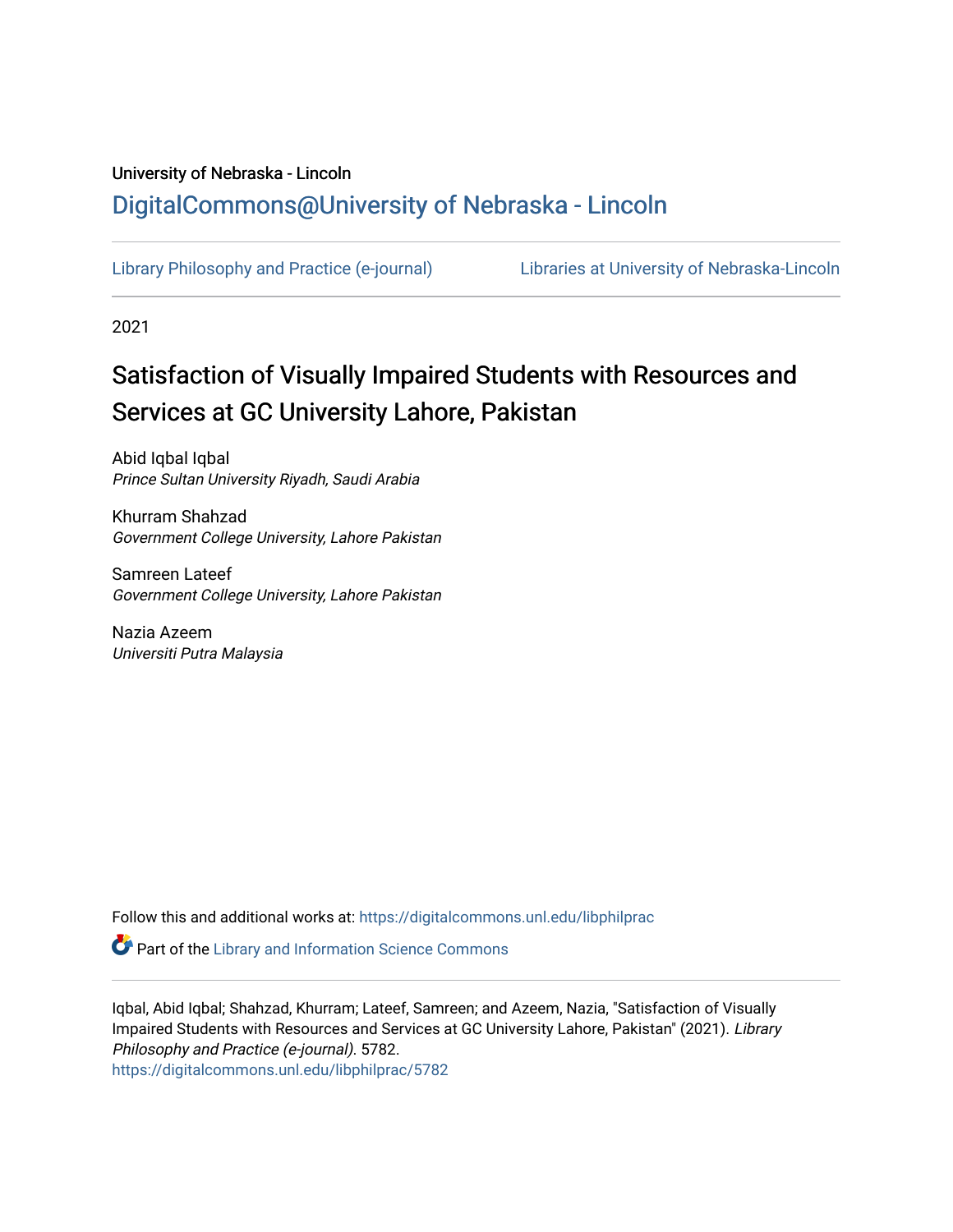University of Nebraska - Lincoln

## DigitalCommons@University of Nebraska - Lincoln

Library Philosophy and Practice (e-journal) | Libraries at University of Nebraska-Lincoln

2021

# Satisfaction of Visually Impaired Students with Resources and Services at GC University Lahore, Pakistan

Abid Iqbal Iqbal
*Prince Sultan University Riyadh, Saudi Arabia*

Khurram Shahzad
*Government College University, Lahore Pakistan*

Samreen Lateef
*Government College University, Lahore Pakistan*

Nazia Azeem
*Universiti Putra Malaysia*

Follow this and additional works at: https://digitalcommons.unl.edu/libphilprac

Part of the Library and Information Science Commons

Iqbal, Abid Iqbal; Shahzad, Khurram; Lateef, Samreen; and Azeem, Nazia, "Satisfaction of Visually Impaired Students with Resources and Services at GC University Lahore, Pakistan" (2021). *Library Philosophy and Practice (e-journal)*. 5782.
https://digitalcommons.unl.edu/libphilprac/5782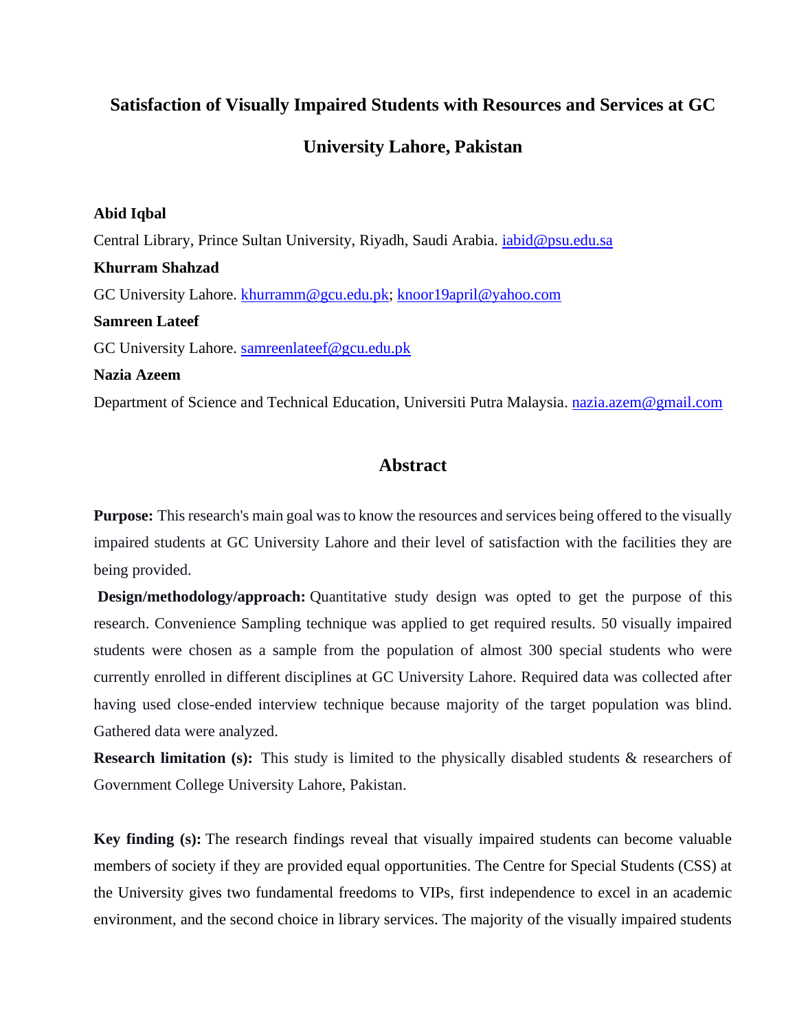# Satisfaction of Visually Impaired Students with Resources and Services at GC University Lahore, Pakistan

**Abid Iqbal**

Central Library, Prince Sultan University, Riyadh, Saudi Arabia. iabid@psu.edu.sa

**Khurram Shahzad**

GC University Lahore. khurramm@gcu.edu.pk; knoor19april@yahoo.com

**Samreen Lateef**

GC University Lahore. samreenlateef@gcu.edu.pk

**Nazia Azeem**

Department of Science and Technical Education, Universiti Putra Malaysia. nazia.azem@gmail.com

## Abstract

**Purpose:** This research's main goal was to know the resources and services being offered to the visually impaired students at GC University Lahore and their level of satisfaction with the facilities they are being provided.

**Design/methodology/approach:** Quantitative study design was opted to get the purpose of this research. Convenience Sampling technique was applied to get required results. 50 visually impaired students were chosen as a sample from the population of almost 300 special students who were currently enrolled in different disciplines at GC University Lahore. Required data was collected after having used close-ended interview technique because majority of the target population was blind. Gathered data were analyzed.

**Research limitation (s):** This study is limited to the physically disabled students & researchers of Government College University Lahore, Pakistan.

**Key finding (s):** The research findings reveal that visually impaired students can become valuable members of society if they are provided equal opportunities. The Centre for Special Students (CSS) at the University gives two fundamental freedoms to VIPs, first independence to excel in an academic environment, and the second choice in library services. The majority of the visually impaired students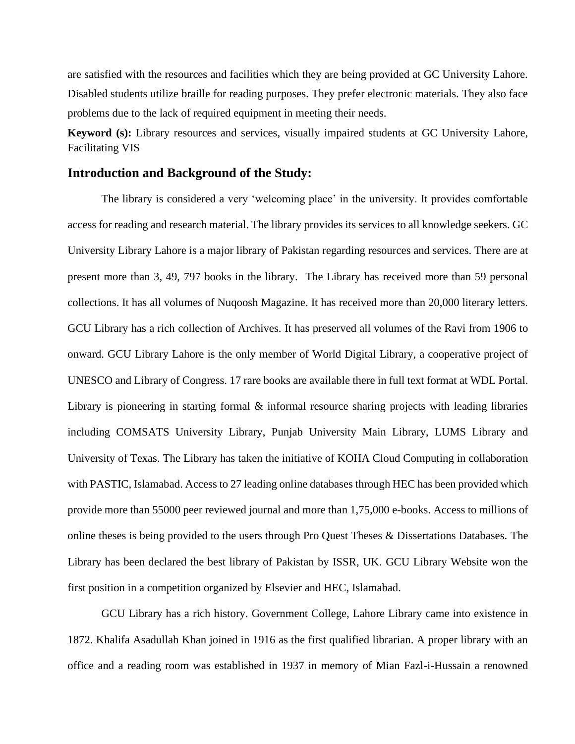are satisfied with the resources and facilities which they are being provided at GC University Lahore. Disabled students utilize braille for reading purposes. They prefer electronic materials. They also face problems due to the lack of required equipment in meeting their needs.

**Keyword (s):** Library resources and services, visually impaired students at GC University Lahore, Facilitating VIS

## Introduction and Background of the Study:

The library is considered a very 'welcoming place' in the university. It provides comfortable access for reading and research material. The library provides its services to all knowledge seekers. GC University Library Lahore is a major library of Pakistan regarding resources and services. There are at present more than 3, 49, 797 books in the library. The Library has received more than 59 personal collections. It has all volumes of Nuqoosh Magazine. It has received more than 20,000 literary letters. GCU Library has a rich collection of Archives. It has preserved all volumes of the Ravi from 1906 to onward. GCU Library Lahore is the only member of World Digital Library, a cooperative project of UNESCO and Library of Congress. 17 rare books are available there in full text format at WDL Portal. Library is pioneering in starting formal & informal resource sharing projects with leading libraries including COMSATS University Library, Punjab University Main Library, LUMS Library and University of Texas. The Library has taken the initiative of KOHA Cloud Computing in collaboration with PASTIC, Islamabad. Access to 27 leading online databases through HEC has been provided which provide more than 55000 peer reviewed journal and more than 1,75,000 e-books. Access to millions of online theses is being provided to the users through Pro Quest Theses & Dissertations Databases. The Library has been declared the best library of Pakistan by ISSR, UK. GCU Library Website won the first position in a competition organized by Elsevier and HEC, Islamabad.

GCU Library has a rich history. Government College, Lahore Library came into existence in 1872. Khalifa Asadullah Khan joined in 1916 as the first qualified librarian. A proper library with an office and a reading room was established in 1937 in memory of Mian Fazl-i-Hussain a renowned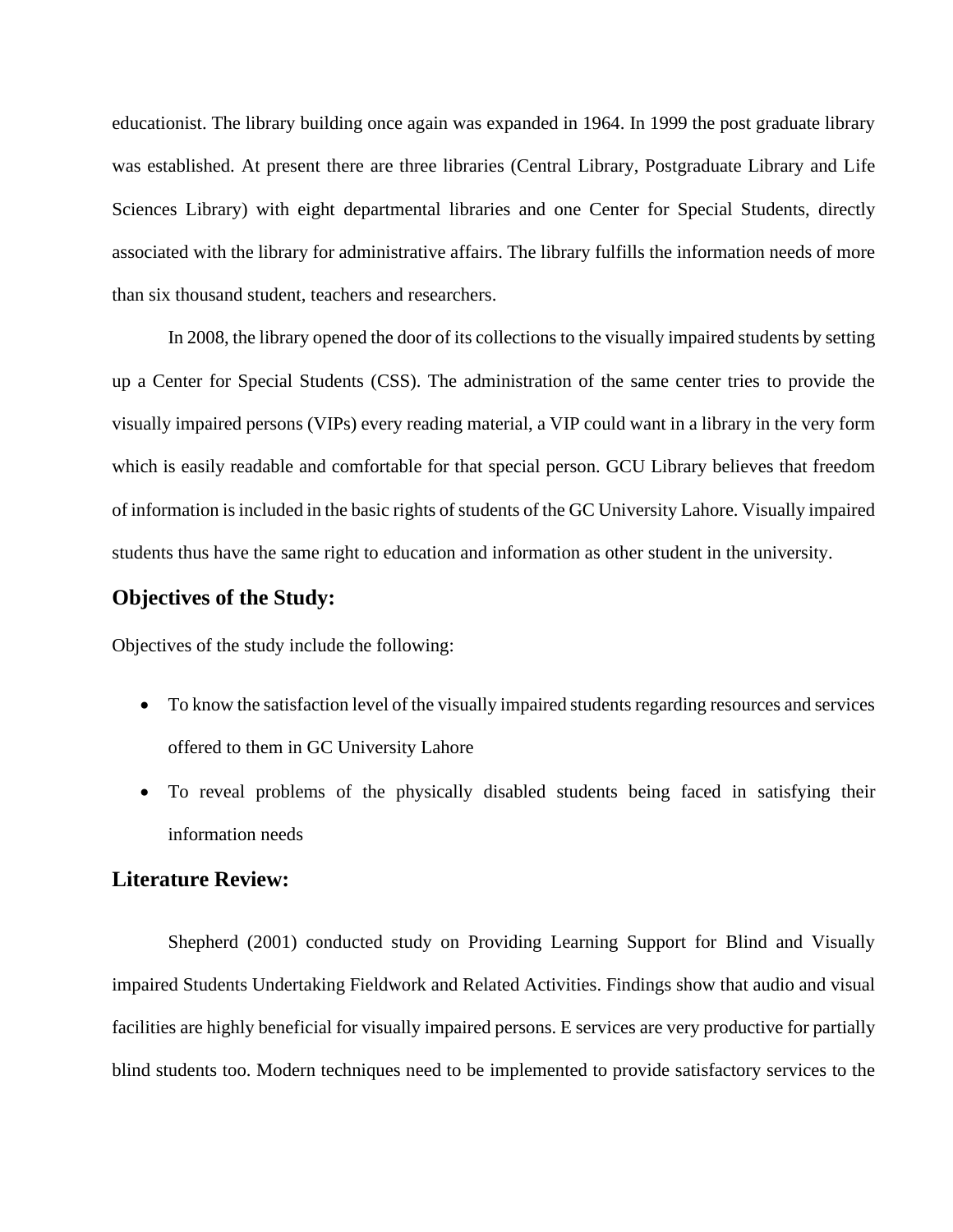educationist. The library building once again was expanded in 1964. In 1999 the post graduate library was established. At present there are three libraries (Central Library, Postgraduate Library and Life Sciences Library) with eight departmental libraries and one Center for Special Students, directly associated with the library for administrative affairs. The library fulfills the information needs of more than six thousand student, teachers and researchers.

In 2008, the library opened the door of its collections to the visually impaired students by setting up a Center for Special Students (CSS). The administration of the same center tries to provide the visually impaired persons (VIPs) every reading material, a VIP could want in a library in the very form which is easily readable and comfortable for that special person. GCU Library believes that freedom of information is included in the basic rights of students of the GC University Lahore. Visually impaired students thus have the same right to education and information as other student in the university.

## Objectives of the Study:

Objectives of the study include the following:

- To know the satisfaction level of the visually impaired students regarding resources and services offered to them in GC University Lahore
- To reveal problems of the physically disabled students being faced in satisfying their information needs

## Literature Review:

Shepherd (2001) conducted study on Providing Learning Support for Blind and Visually impaired Students Undertaking Fieldwork and Related Activities. Findings show that audio and visual facilities are highly beneficial for visually impaired persons. E services are very productive for partially blind students too. Modern techniques need to be implemented to provide satisfactory services to the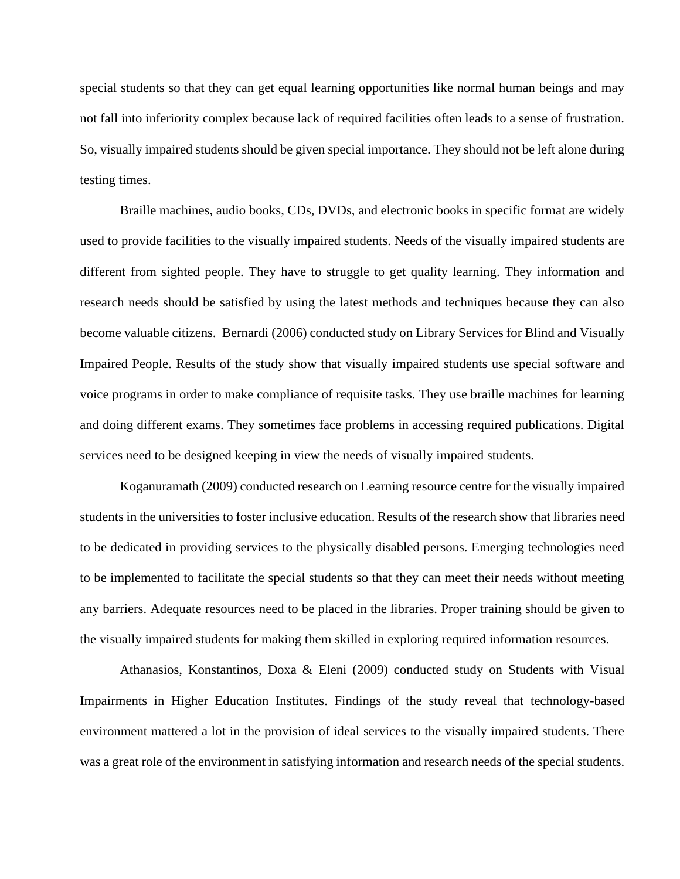special students so that they can get equal learning opportunities like normal human beings and may not fall into inferiority complex because lack of required facilities often leads to a sense of frustration. So, visually impaired students should be given special importance. They should not be left alone during testing times.

Braille machines, audio books, CDs, DVDs, and electronic books in specific format are widely used to provide facilities to the visually impaired students. Needs of the visually impaired students are different from sighted people. They have to struggle to get quality learning. They information and research needs should be satisfied by using the latest methods and techniques because they can also become valuable citizens. Bernardi (2006) conducted study on Library Services for Blind and Visually Impaired People. Results of the study show that visually impaired students use special software and voice programs in order to make compliance of requisite tasks. They use braille machines for learning and doing different exams. They sometimes face problems in accessing required publications. Digital services need to be designed keeping in view the needs of visually impaired students.

Koganuramath (2009) conducted research on Learning resource centre for the visually impaired students in the universities to foster inclusive education. Results of the research show that libraries need to be dedicated in providing services to the physically disabled persons. Emerging technologies need to be implemented to facilitate the special students so that they can meet their needs without meeting any barriers. Adequate resources need to be placed in the libraries. Proper training should be given to the visually impaired students for making them skilled in exploring required information resources.

Athanasios, Konstantinos, Doxa & Eleni (2009) conducted study on Students with Visual Impairments in Higher Education Institutes. Findings of the study reveal that technology-based environment mattered a lot in the provision of ideal services to the visually impaired students. There was a great role of the environment in satisfying information and research needs of the special students.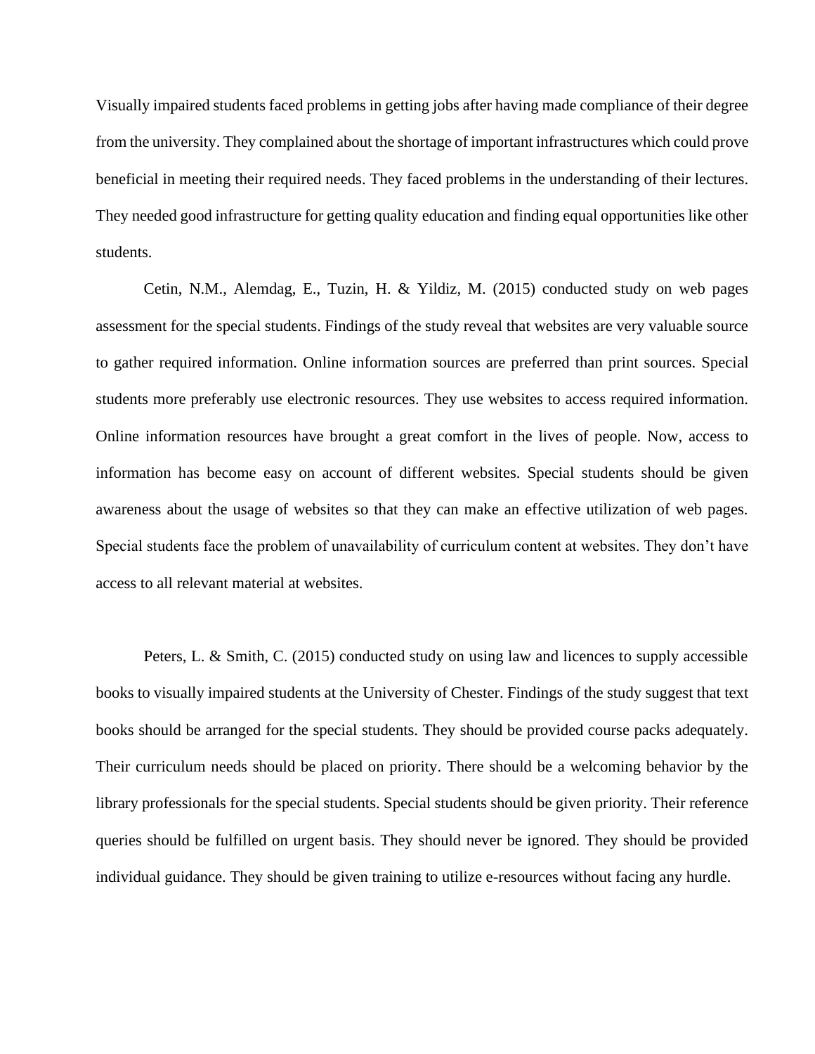Visually impaired students faced problems in getting jobs after having made compliance of their degree from the university. They complained about the shortage of important infrastructures which could prove beneficial in meeting their required needs. They faced problems in the understanding of their lectures. They needed good infrastructure for getting quality education and finding equal opportunities like other students.

Cetin, N.M., Alemdag, E., Tuzin, H. & Yildiz, M. (2015) conducted study on web pages assessment for the special students. Findings of the study reveal that websites are very valuable source to gather required information. Online information sources are preferred than print sources. Special students more preferably use electronic resources. They use websites to access required information. Online information resources have brought a great comfort in the lives of people. Now, access to information has become easy on account of different websites. Special students should be given awareness about the usage of websites so that they can make an effective utilization of web pages. Special students face the problem of unavailability of curriculum content at websites. They don't have access to all relevant material at websites.

Peters, L. & Smith, C. (2015) conducted study on using law and licences to supply accessible books to visually impaired students at the University of Chester. Findings of the study suggest that text books should be arranged for the special students. They should be provided course packs adequately. Their curriculum needs should be placed on priority. There should be a welcoming behavior by the library professionals for the special students. Special students should be given priority. Their reference queries should be fulfilled on urgent basis. They should never be ignored. They should be provided individual guidance. They should be given training to utilize e-resources without facing any hurdle.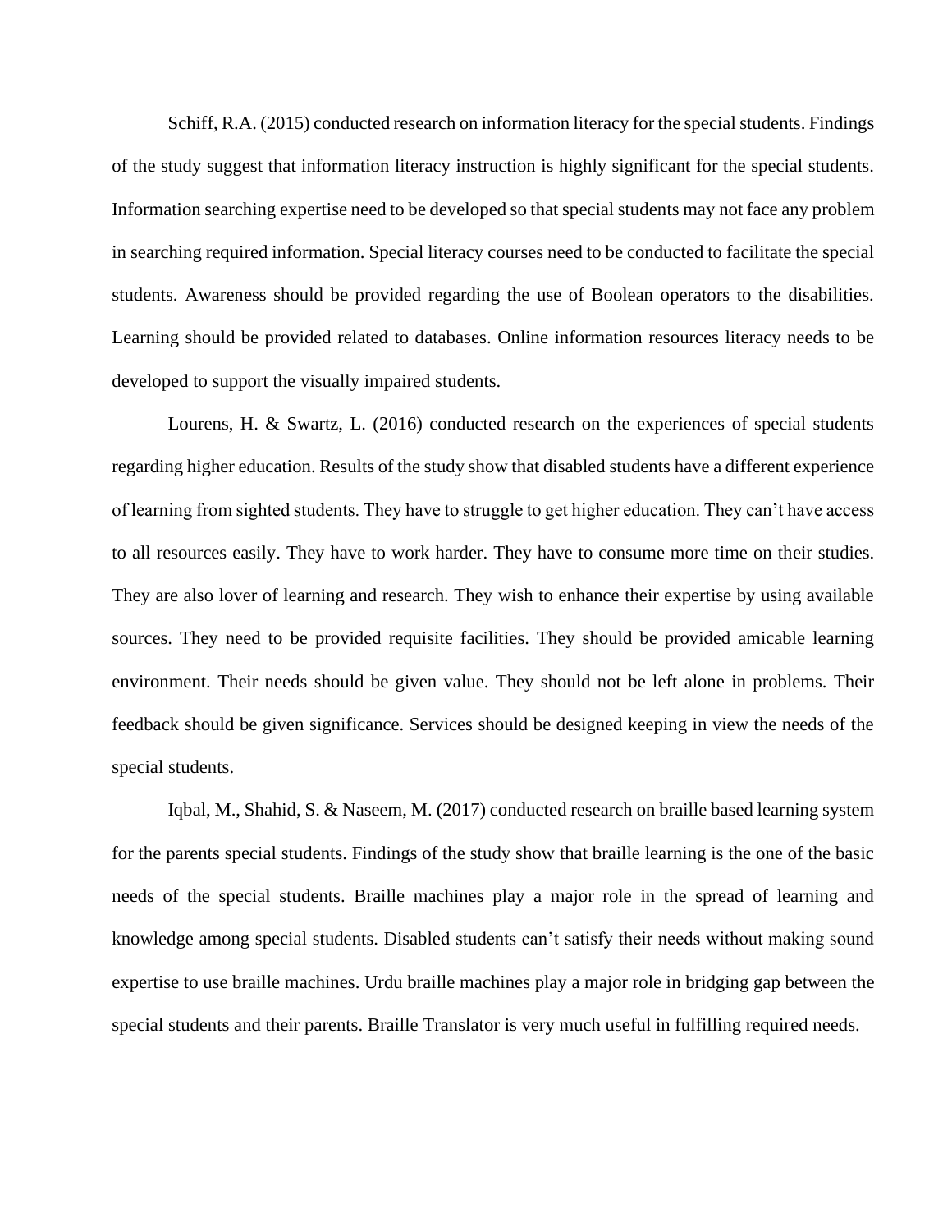Schiff, R.A. (2015) conducted research on information literacy for the special students. Findings of the study suggest that information literacy instruction is highly significant for the special students. Information searching expertise need to be developed so that special students may not face any problem in searching required information. Special literacy courses need to be conducted to facilitate the special students. Awareness should be provided regarding the use of Boolean operators to the disabilities. Learning should be provided related to databases. Online information resources literacy needs to be developed to support the visually impaired students.

Lourens, H. & Swartz, L. (2016) conducted research on the experiences of special students regarding higher education. Results of the study show that disabled students have a different experience of learning from sighted students. They have to struggle to get higher education. They can't have access to all resources easily. They have to work harder. They have to consume more time on their studies. They are also lover of learning and research. They wish to enhance their expertise by using available sources. They need to be provided requisite facilities. They should be provided amicable learning environment. Their needs should be given value. They should not be left alone in problems. Their feedback should be given significance. Services should be designed keeping in view the needs of the special students.

Iqbal, M., Shahid, S. & Naseem, M. (2017) conducted research on braille based learning system for the parents special students. Findings of the study show that braille learning is the one of the basic needs of the special students. Braille machines play a major role in the spread of learning and knowledge among special students. Disabled students can't satisfy their needs without making sound expertise to use braille machines. Urdu braille machines play a major role in bridging gap between the special students and their parents. Braille Translator is very much useful in fulfilling required needs.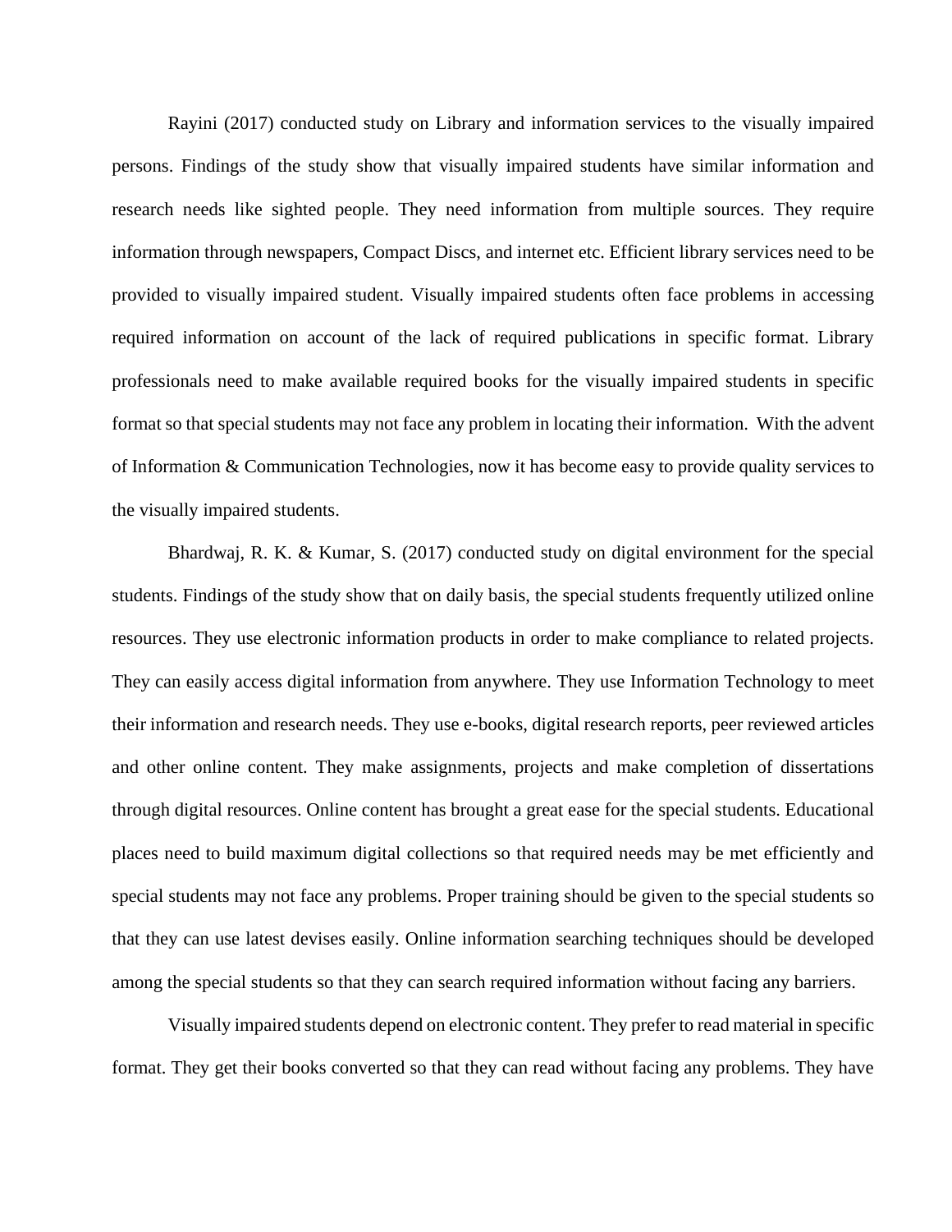Rayini (2017) conducted study on Library and information services to the visually impaired persons. Findings of the study show that visually impaired students have similar information and research needs like sighted people. They need information from multiple sources. They require information through newspapers, Compact Discs, and internet etc. Efficient library services need to be provided to visually impaired student. Visually impaired students often face problems in accessing required information on account of the lack of required publications in specific format. Library professionals need to make available required books for the visually impaired students in specific format so that special students may not face any problem in locating their information. With the advent of Information & Communication Technologies, now it has become easy to provide quality services to the visually impaired students.

Bhardwaj, R. K. & Kumar, S. (2017) conducted study on digital environment for the special students. Findings of the study show that on daily basis, the special students frequently utilized online resources. They use electronic information products in order to make compliance to related projects. They can easily access digital information from anywhere. They use Information Technology to meet their information and research needs. They use e-books, digital research reports, peer reviewed articles and other online content. They make assignments, projects and make completion of dissertations through digital resources. Online content has brought a great ease for the special students. Educational places need to build maximum digital collections so that required needs may be met efficiently and special students may not face any problems. Proper training should be given to the special students so that they can use latest devises easily. Online information searching techniques should be developed among the special students so that they can search required information without facing any barriers.

Visually impaired students depend on electronic content. They prefer to read material in specific format. They get their books converted so that they can read without facing any problems. They have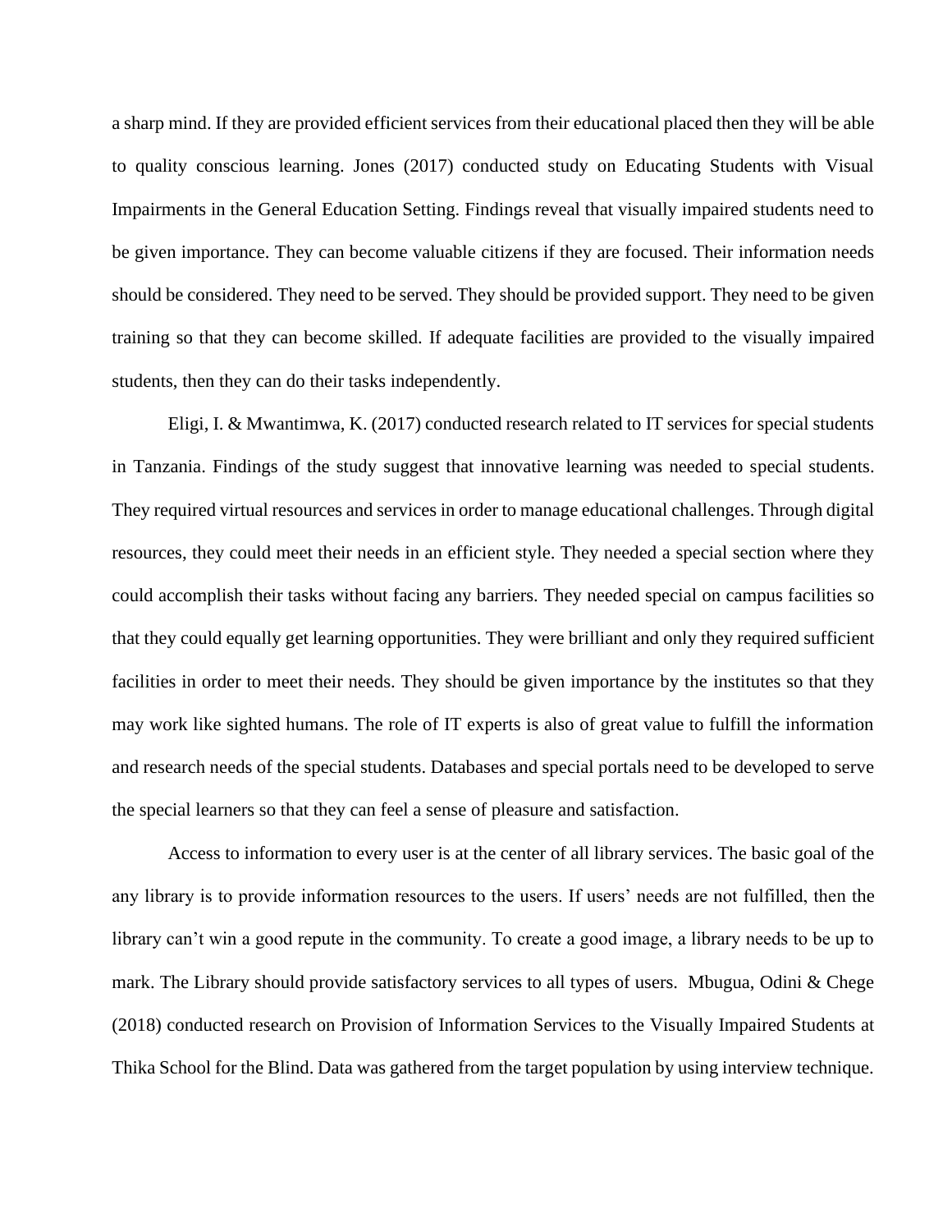a sharp mind. If they are provided efficient services from their educational placed then they will be able to quality conscious learning. Jones (2017) conducted study on Educating Students with Visual Impairments in the General Education Setting. Findings reveal that visually impaired students need to be given importance. They can become valuable citizens if they are focused. Their information needs should be considered. They need to be served. They should be provided support. They need to be given training so that they can become skilled. If adequate facilities are provided to the visually impaired students, then they can do their tasks independently.

Eligi, I. & Mwantimwa, K. (2017) conducted research related to IT services for special students in Tanzania. Findings of the study suggest that innovative learning was needed to special students. They required virtual resources and services in order to manage educational challenges. Through digital resources, they could meet their needs in an efficient style. They needed a special section where they could accomplish their tasks without facing any barriers. They needed special on campus facilities so that they could equally get learning opportunities. They were brilliant and only they required sufficient facilities in order to meet their needs. They should be given importance by the institutes so that they may work like sighted humans. The role of IT experts is also of great value to fulfill the information and research needs of the special students. Databases and special portals need to be developed to serve the special learners so that they can feel a sense of pleasure and satisfaction.

Access to information to every user is at the center of all library services. The basic goal of the any library is to provide information resources to the users. If users' needs are not fulfilled, then the library can't win a good repute in the community. To create a good image, a library needs to be up to mark. The Library should provide satisfactory services to all types of users. Mbugua, Odini & Chege (2018) conducted research on Provision of Information Services to the Visually Impaired Students at Thika School for the Blind. Data was gathered from the target population by using interview technique.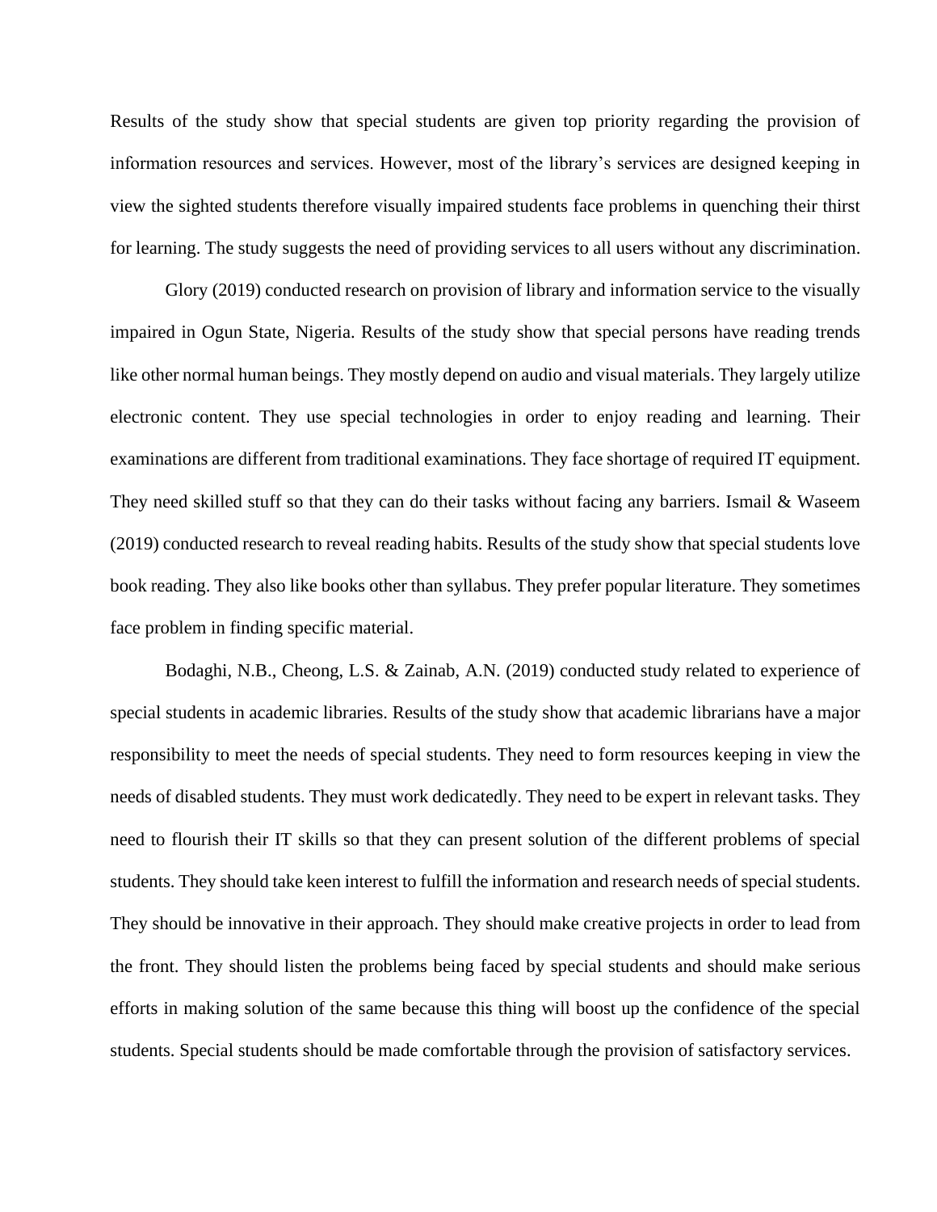Results of the study show that special students are given top priority regarding the provision of information resources and services. However, most of the library's services are designed keeping in view the sighted students therefore visually impaired students face problems in quenching their thirst for learning. The study suggests the need of providing services to all users without any discrimination.

Glory (2019) conducted research on provision of library and information service to the visually impaired in Ogun State, Nigeria. Results of the study show that special persons have reading trends like other normal human beings. They mostly depend on audio and visual materials. They largely utilize electronic content. They use special technologies in order to enjoy reading and learning. Their examinations are different from traditional examinations. They face shortage of required IT equipment. They need skilled stuff so that they can do their tasks without facing any barriers. Ismail & Waseem (2019) conducted research to reveal reading habits. Results of the study show that special students love book reading. They also like books other than syllabus. They prefer popular literature. They sometimes face problem in finding specific material.

Bodaghi, N.B., Cheong, L.S. & Zainab, A.N. (2019) conducted study related to experience of special students in academic libraries. Results of the study show that academic librarians have a major responsibility to meet the needs of special students. They need to form resources keeping in view the needs of disabled students. They must work dedicatedly. They need to be expert in relevant tasks. They need to flourish their IT skills so that they can present solution of the different problems of special students. They should take keen interest to fulfill the information and research needs of special students. They should be innovative in their approach. They should make creative projects in order to lead from the front. They should listen the problems being faced by special students and should make serious efforts in making solution of the same because this thing will boost up the confidence of the special students. Special students should be made comfortable through the provision of satisfactory services.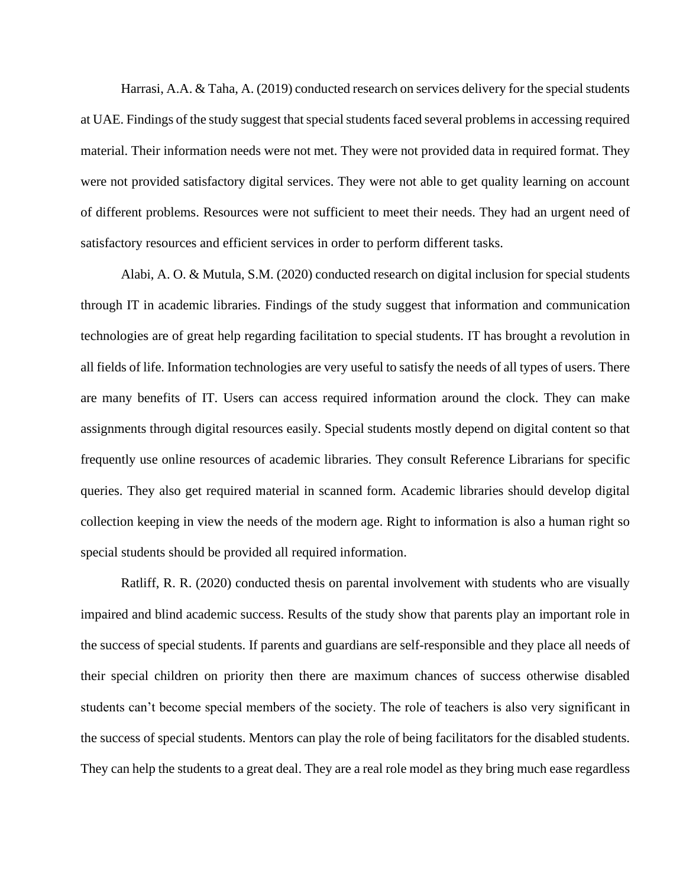Harrasi, A.A. & Taha, A. (2019) conducted research on services delivery for the special students at UAE. Findings of the study suggest that special students faced several problems in accessing required material. Their information needs were not met. They were not provided data in required format. They were not provided satisfactory digital services. They were not able to get quality learning on account of different problems. Resources were not sufficient to meet their needs. They had an urgent need of satisfactory resources and efficient services in order to perform different tasks.

Alabi, A. O. & Mutula, S.M. (2020) conducted research on digital inclusion for special students through IT in academic libraries. Findings of the study suggest that information and communication technologies are of great help regarding facilitation to special students. IT has brought a revolution in all fields of life. Information technologies are very useful to satisfy the needs of all types of users. There are many benefits of IT. Users can access required information around the clock. They can make assignments through digital resources easily. Special students mostly depend on digital content so that frequently use online resources of academic libraries. They consult Reference Librarians for specific queries. They also get required material in scanned form. Academic libraries should develop digital collection keeping in view the needs of the modern age. Right to information is also a human right so special students should be provided all required information.

Ratliff, R. R. (2020) conducted thesis on parental involvement with students who are visually impaired and blind academic success. Results of the study show that parents play an important role in the success of special students. If parents and guardians are self-responsible and they place all needs of their special children on priority then there are maximum chances of success otherwise disabled students can't become special members of the society. The role of teachers is also very significant in the success of special students. Mentors can play the role of being facilitators for the disabled students. They can help the students to a great deal. They are a real role model as they bring much ease regardless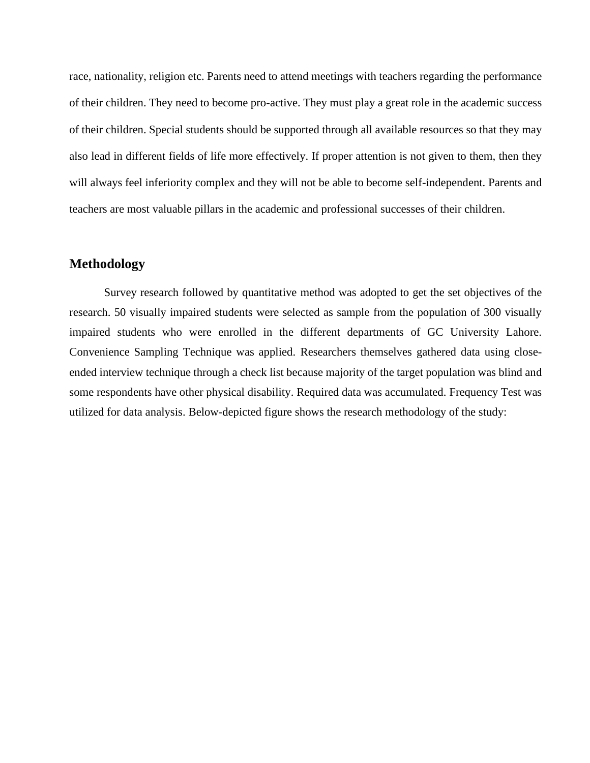race, nationality, religion etc. Parents need to attend meetings with teachers regarding the performance of their children. They need to become pro-active. They must play a great role in the academic success of their children. Special students should be supported through all available resources so that they may also lead in different fields of life more effectively. If proper attention is not given to them, then they will always feel inferiority complex and they will not be able to become self-independent. Parents and teachers are most valuable pillars in the academic and professional successes of their children.

## Methodology

Survey research followed by quantitative method was adopted to get the set objectives of the research. 50 visually impaired students were selected as sample from the population of 300 visually impaired students who were enrolled in the different departments of GC University Lahore. Convenience Sampling Technique was applied. Researchers themselves gathered data using close-ended interview technique through a check list because majority of the target population was blind and some respondents have other physical disability. Required data was accumulated. Frequency Test was utilized for data analysis. Below-depicted figure shows the research methodology of the study: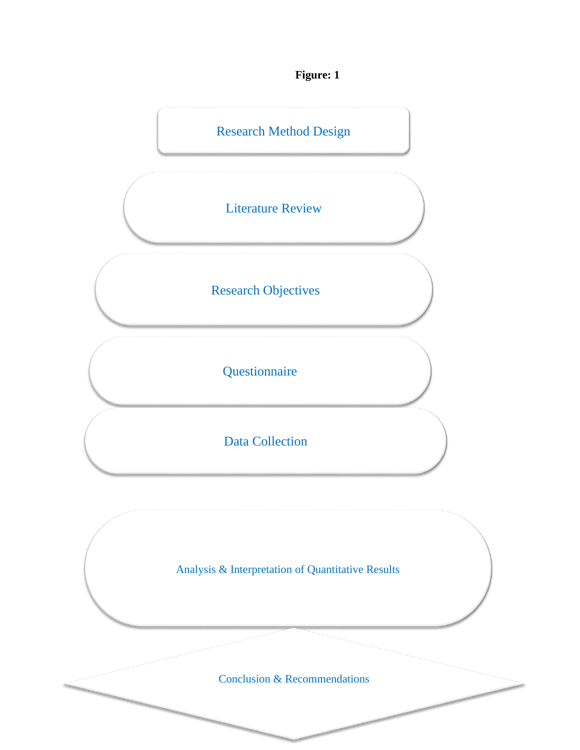**Figure: 1**

Research Method Design

Literature Review

Research Objectives

Questionnaire

Data Collection

Analysis & Interpretation of Quantitative Results

Conclusion & Recommendations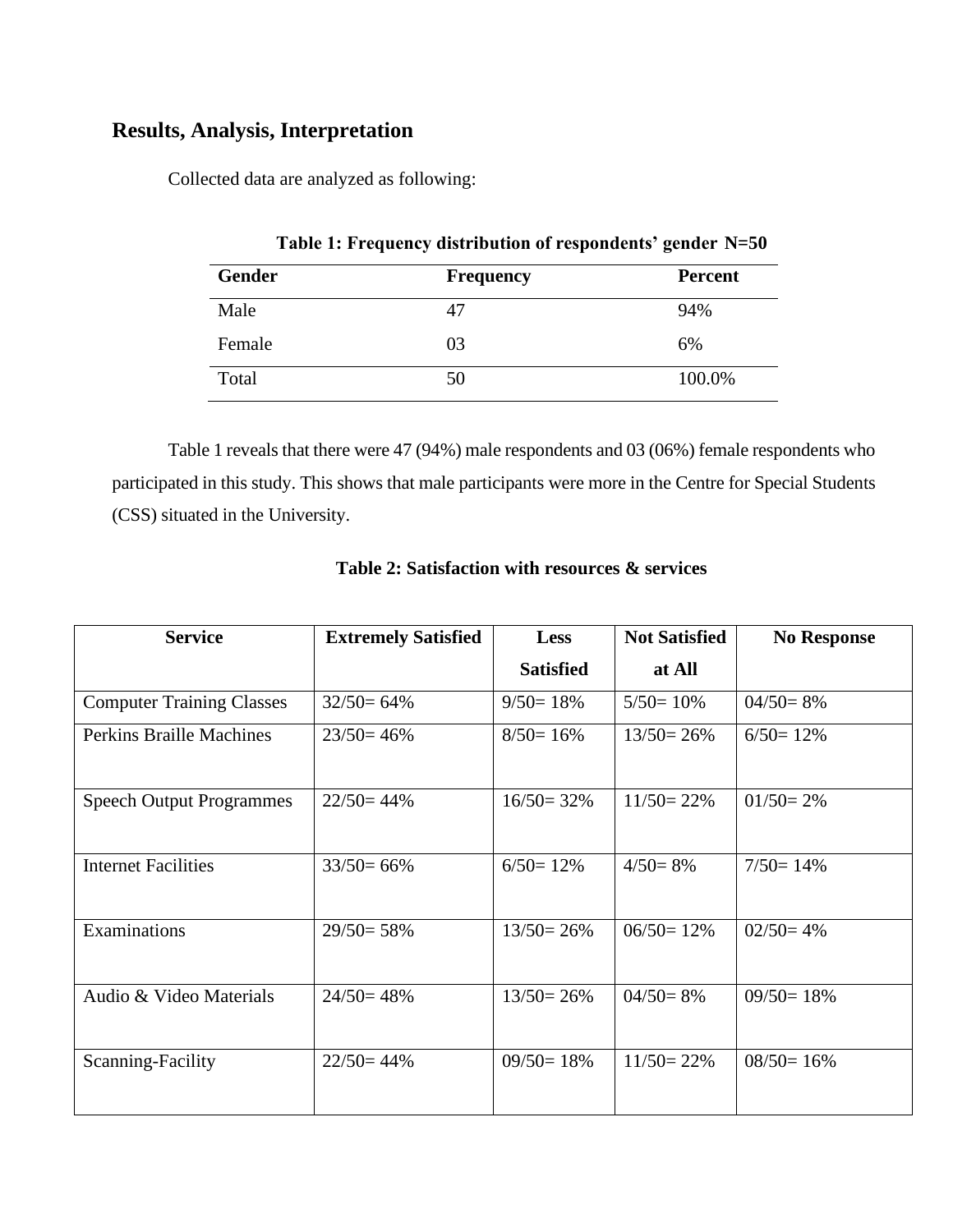## Results, Analysis, Interpretation

Collected data are analyzed as following:

**Table 1: Frequency distribution of respondents' gender N=50**

| Gender | Frequency | Percent |
|---|---|---|
| Male | 47 | 94% |
| Female | 03 | 6% |
| Total | 50 | 100.0% |

Table 1 reveals that there were 47 (94%) male respondents and 03 (06%) female respondents who participated in this study. This shows that male participants were more in the Centre for Special Students (CSS) situated in the University.

**Table 2: Satisfaction with resources & services**

| Service | Extremely Satisfied | Less Satisfied | Not Satisfied at All | No Response |
|---|---|---|---|---|
| Computer Training Classes | 32/50= 64% | 9/50= 18% | 5/50= 10% | 04/50= 8% |
| Perkins Braille Machines | 23/50= 46% | 8/50= 16% | 13/50= 26% | 6/50= 12% |
| Speech Output Programmes | 22/50= 44% | 16/50= 32% | 11/50= 22% | 01/50= 2% |
| Internet Facilities | 33/50= 66% | 6/50= 12% | 4/50= 8% | 7/50= 14% |
| Examinations | 29/50= 58% | 13/50= 26% | 06/50= 12% | 02/50= 4% |
| Audio & Video Materials | 24/50= 48% | 13/50= 26% | 04/50= 8% | 09/50= 18% |
| Scanning-Facility | 22/50= 44% | 09/50= 18% | 11/50= 22% | 08/50= 16% |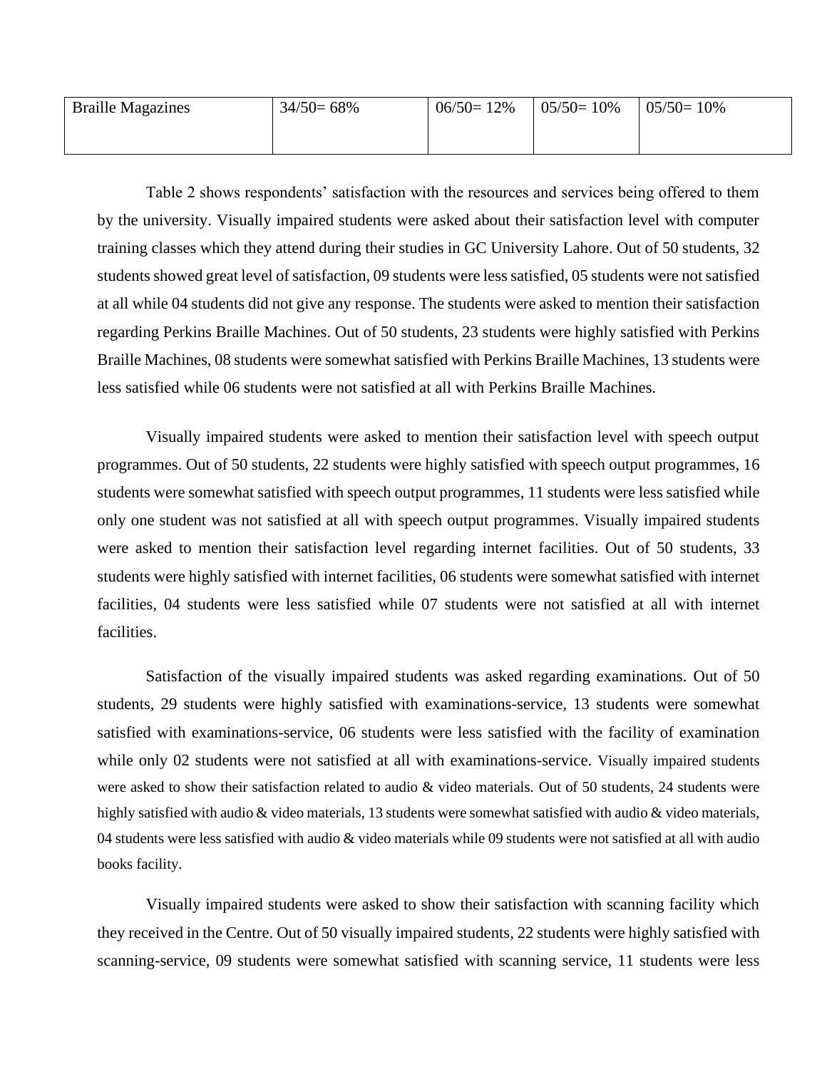| Braille Magazines | 34/50= 68% | 06/50= 12% | 05/50= 10% | 05/50= 10% |
|---|---|---|---|---|

Table 2 shows respondents' satisfaction with the resources and services being offered to them by the university. Visually impaired students were asked about their satisfaction level with computer training classes which they attend during their studies in GC University Lahore. Out of 50 students, 32 students showed great level of satisfaction, 09 students were less satisfied, 05 students were not satisfied at all while 04 students did not give any response. The students were asked to mention their satisfaction regarding Perkins Braille Machines. Out of 50 students, 23 students were highly satisfied with Perkins Braille Machines, 08 students were somewhat satisfied with Perkins Braille Machines, 13 students were less satisfied while 06 students were not satisfied at all with Perkins Braille Machines.

Visually impaired students were asked to mention their satisfaction level with speech output programmes. Out of 50 students, 22 students were highly satisfied with speech output programmes, 16 students were somewhat satisfied with speech output programmes, 11 students were less satisfied while only one student was not satisfied at all with speech output programmes. Visually impaired students were asked to mention their satisfaction level regarding internet facilities. Out of 50 students, 33 students were highly satisfied with internet facilities, 06 students were somewhat satisfied with internet facilities, 04 students were less satisfied while 07 students were not satisfied at all with internet facilities.

Satisfaction of the visually impaired students was asked regarding examinations. Out of 50 students, 29 students were highly satisfied with examinations-service, 13 students were somewhat satisfied with examinations-service, 06 students were less satisfied with the facility of examination while only 02 students were not satisfied at all with examinations-service. Visually impaired students were asked to show their satisfaction related to audio & video materials. Out of 50 students, 24 students were highly satisfied with audio & video materials, 13 students were somewhat satisfied with audio & video materials, 04 students were less satisfied with audio & video materials while 09 students were not satisfied at all with audio books facility.

Visually impaired students were asked to show their satisfaction with scanning facility which they received in the Centre. Out of 50 visually impaired students, 22 students were highly satisfied with scanning-service, 09 students were somewhat satisfied with scanning service, 11 students were less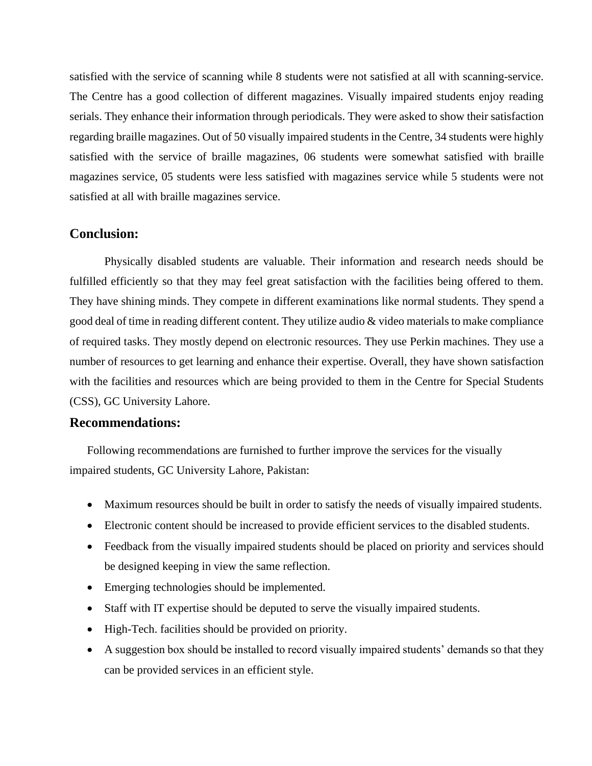satisfied with the service of scanning while 8 students were not satisfied at all with scanning-service. The Centre has a good collection of different magazines. Visually impaired students enjoy reading serials. They enhance their information through periodicals. They were asked to show their satisfaction regarding braille magazines. Out of 50 visually impaired students in the Centre, 34 students were highly satisfied with the service of braille magazines, 06 students were somewhat satisfied with braille magazines service, 05 students were less satisfied with magazines service while 5 students were not satisfied at all with braille magazines service.

## Conclusion:

Physically disabled students are valuable. Their information and research needs should be fulfilled efficiently so that they may feel great satisfaction with the facilities being offered to them. They have shining minds. They compete in different examinations like normal students. They spend a good deal of time in reading different content. They utilize audio & video materials to make compliance of required tasks. They mostly depend on electronic resources. They use Perkin machines. They use a number of resources to get learning and enhance their expertise. Overall, they have shown satisfaction with the facilities and resources which are being provided to them in the Centre for Special Students (CSS), GC University Lahore.

## Recommendations:

Following recommendations are furnished to further improve the services for the visually impaired students, GC University Lahore, Pakistan:

- Maximum resources should be built in order to satisfy the needs of visually impaired students.
- Electronic content should be increased to provide efficient services to the disabled students.
- Feedback from the visually impaired students should be placed on priority and services should be designed keeping in view the same reflection.
- Emerging technologies should be implemented.
- Staff with IT expertise should be deputed to serve the visually impaired students.
- High-Tech. facilities should be provided on priority.
- A suggestion box should be installed to record visually impaired students' demands so that they can be provided services in an efficient style.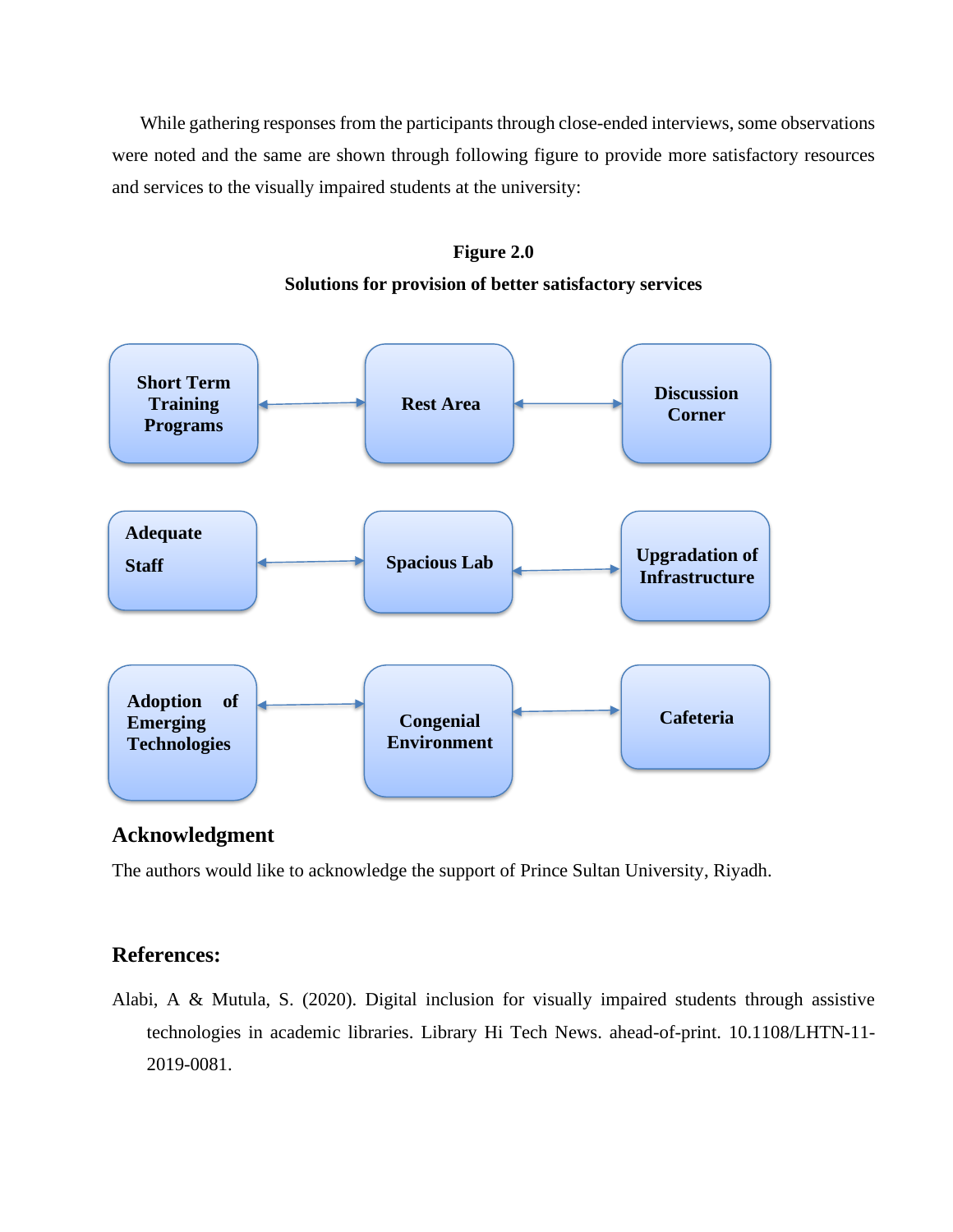While gathering responses from the participants through close-ended interviews, some observations were noted and the same are shown through following figure to provide more satisfactory resources and services to the visually impaired students at the university:

**Figure 2.0**

**Solutions for provision of better satisfactory services**

**Short Term Training Programs** ↔ **Rest Area** ↔ **Discussion Corner**

**Adequate Staff** ↔ **Spacious Lab** ↔ **Upgradation of Infrastructure**

**Adoption of Emerging Technologies** ↔ **Congenial Environment** ↔ **Cafeteria**

## Acknowledgment

The authors would like to acknowledge the support of Prince Sultan University, Riyadh.

## References:

Alabi, A & Mutula, S. (2020). Digital inclusion for visually impaired students through assistive technologies in academic libraries. Library Hi Tech News. ahead-of-print. 10.1108/LHTN-11-2019-0081.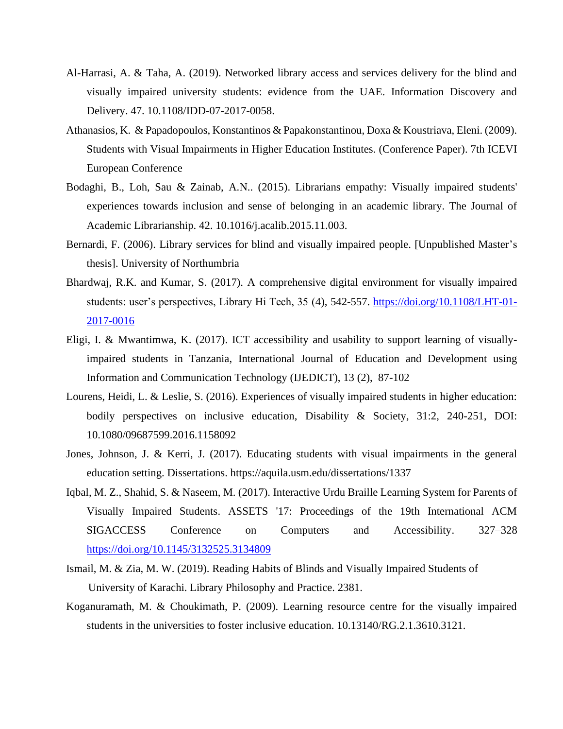Al-Harrasi, A. & Taha, A. (2019). Networked library access and services delivery for the blind and visually impaired university students: evidence from the UAE. Information Discovery and Delivery. 47. 10.1108/IDD-07-2017-0058.

Athanasios, K. & Papadopoulos, Konstantinos & Papakonstantinou, Doxa & Koustriava, Eleni. (2009). Students with Visual Impairments in Higher Education Institutes. (Conference Paper). 7th ICEVI European Conference

Bodaghi, B., Loh, Sau & Zainab, A.N.. (2015). Librarians empathy: Visually impaired students' experiences towards inclusion and sense of belonging in an academic library. The Journal of Academic Librarianship. 42. 10.1016/j.acalib.2015.11.003.

Bernardi, F. (2006). Library services for blind and visually impaired people. [Unpublished Master's thesis]. University of Northumbria

Bhardwaj, R.K. and Kumar, S. (2017). A comprehensive digital environment for visually impaired students: user's perspectives, Library Hi Tech, 35 (4), 542-557. https://doi.org/10.1108/LHT-01-2017-0016

Eligi, I. & Mwantimwa, K. (2017). ICT accessibility and usability to support learning of visually-impaired students in Tanzania, International Journal of Education and Development using Information and Communication Technology (IJEDICT), 13 (2), 87-102

Lourens, Heidi, L. & Leslie, S. (2016). Experiences of visually impaired students in higher education: bodily perspectives on inclusive education, Disability & Society, 31:2, 240-251, DOI: 10.1080/09687599.2016.1158092

Jones, Johnson, J. & Kerri, J. (2017). Educating students with visual impairments in the general education setting. Dissertations. https://aquila.usm.edu/dissertations/1337

Iqbal, M. Z., Shahid, S. & Naseem, M. (2017). Interactive Urdu Braille Learning System for Parents of Visually Impaired Students. ASSETS '17: Proceedings of the 19th International ACM SIGACCESS Conference on Computers and Accessibility. 327–328 https://doi.org/10.1145/3132525.3134809

Ismail, M. & Zia, M. W. (2019). Reading Habits of Blinds and Visually Impaired Students of University of Karachi. Library Philosophy and Practice. 2381.

Koganuramath, M. & Choukimath, P. (2009). Learning resource centre for the visually impaired students in the universities to foster inclusive education. 10.13140/RG.2.1.3610.3121.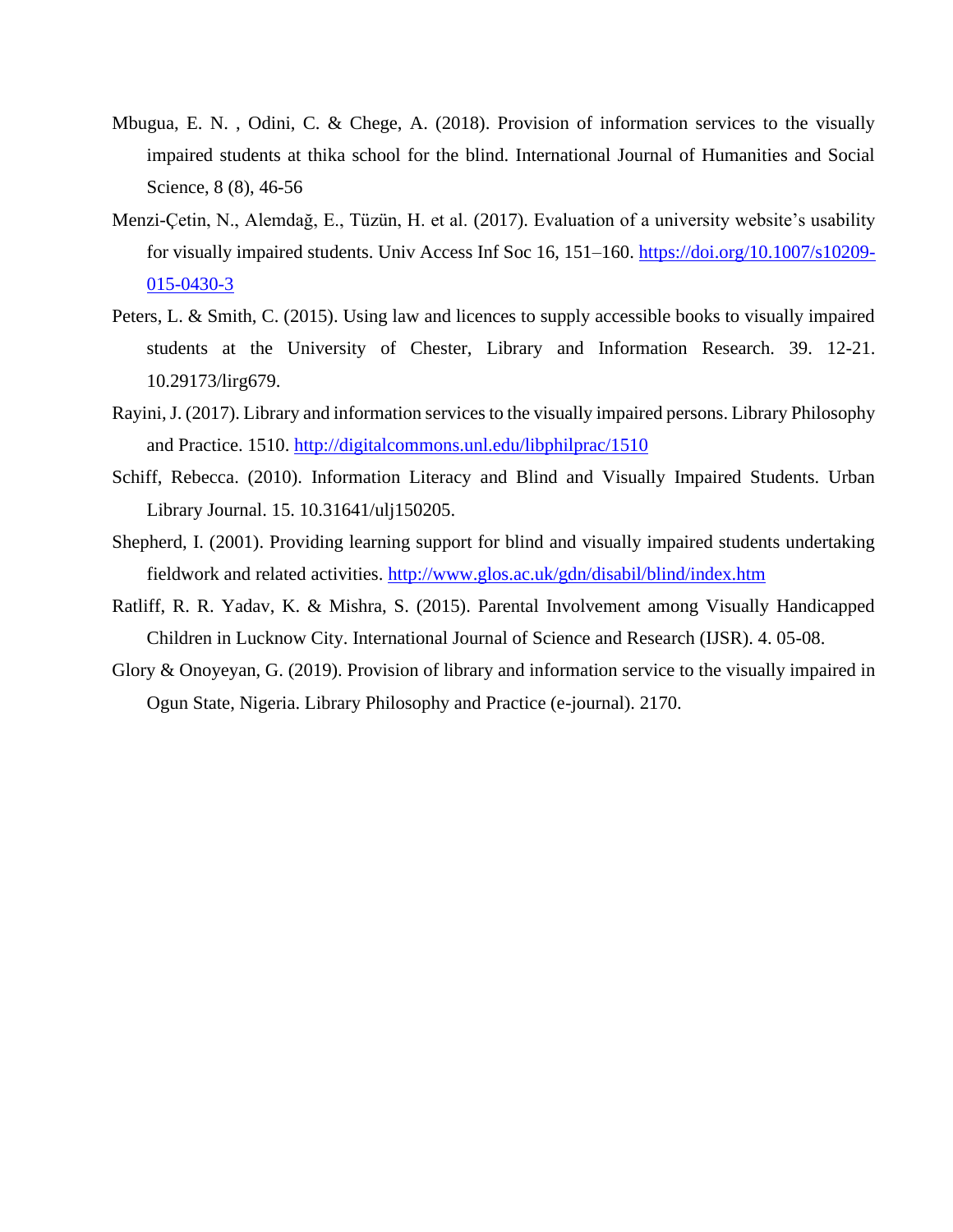Mbugua, E. N. , Odini, C. & Chege, A. (2018). Provision of information services to the visually impaired students at thika school for the blind. International Journal of Humanities and Social Science, 8 (8), 46-56

Menzi-Çetin, N., Alemdağ, E., Tüzün, H. et al. (2017). Evaluation of a university website's usability for visually impaired students. Univ Access Inf Soc 16, 151–160. https://doi.org/10.1007/s10209-015-0430-3

Peters, L. & Smith, C. (2015). Using law and licences to supply accessible books to visually impaired students at the University of Chester, Library and Information Research. 39. 12-21. 10.29173/lirg679.

Rayini, J. (2017). Library and information services to the visually impaired persons. Library Philosophy and Practice. 1510. http://digitalcommons.unl.edu/libphilprac/1510

Schiff, Rebecca. (2010). Information Literacy and Blind and Visually Impaired Students. Urban Library Journal. 15. 10.31641/ulj150205.

Shepherd, I. (2001). Providing learning support for blind and visually impaired students undertaking fieldwork and related activities. http://www.glos.ac.uk/gdn/disabil/blind/index.htm

Ratliff, R. R. Yadav, K. & Mishra, S. (2015). Parental Involvement among Visually Handicapped Children in Lucknow City. International Journal of Science and Research (IJSR). 4. 05-08.

Glory & Onoyeyan, G. (2019). Provision of library and information service to the visually impaired in Ogun State, Nigeria. Library Philosophy and Practice (e-journal). 2170.